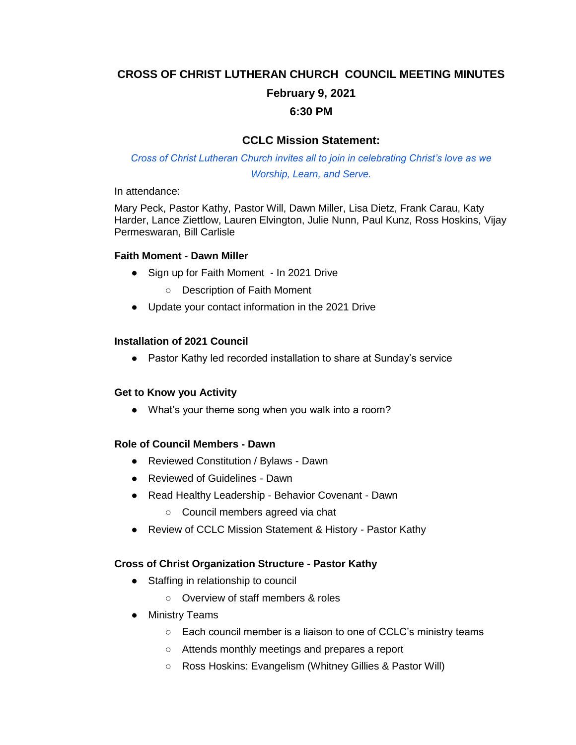# CROSS OF CHRIST LUTHERAN CHURCH COUNCIL MEETING MINUTES

## February 9, 2021

## 6:30 PM

### CCLC Mission Statement:

*Cross of Christ Lutheran Church invites all to join in celebrating Christ's love as we Worship, Learn, and Serve.*

In attendance:

Mary Peck, Pastor Kathy, Pastor Will, Dawn Miller, Lisa Dietz, Frank Carau, Katy Harder, Lance Ziettlow, Lauren Elvington, Julie Nunn, Paul Kunz, Ross Hoskins, Vijay Permeswaran, Bill Carlisle

**Faith Moment - Dawn Miller**

- Sign up for Faith Moment - In 2021 Drive
  - Description of Faith Moment
- Update your contact information in the 2021 Drive

**Installation of 2021 Council**

- Pastor Kathy led recorded installation to share at Sunday's service

**Get to Know you Activity**

- What's your theme song when you walk into a room?

**Role of Council Members - Dawn**

- Reviewed Constitution / Bylaws - Dawn
- Reviewed of Guidelines - Dawn
- Read Healthy Leadership - Behavior Covenant - Dawn
  - Council members agreed via chat
- Review of CCLC Mission Statement & History - Pastor Kathy

**Cross of Christ Organization Structure - Pastor Kathy**

- Staffing in relationship to council
  - Overview of staff members & roles
- Ministry Teams
  - Each council member is a liaison to one of CCLC's ministry teams
  - Attends monthly meetings and prepares a report
  - Ross Hoskins: Evangelism (Whitney Gillies & Pastor Will)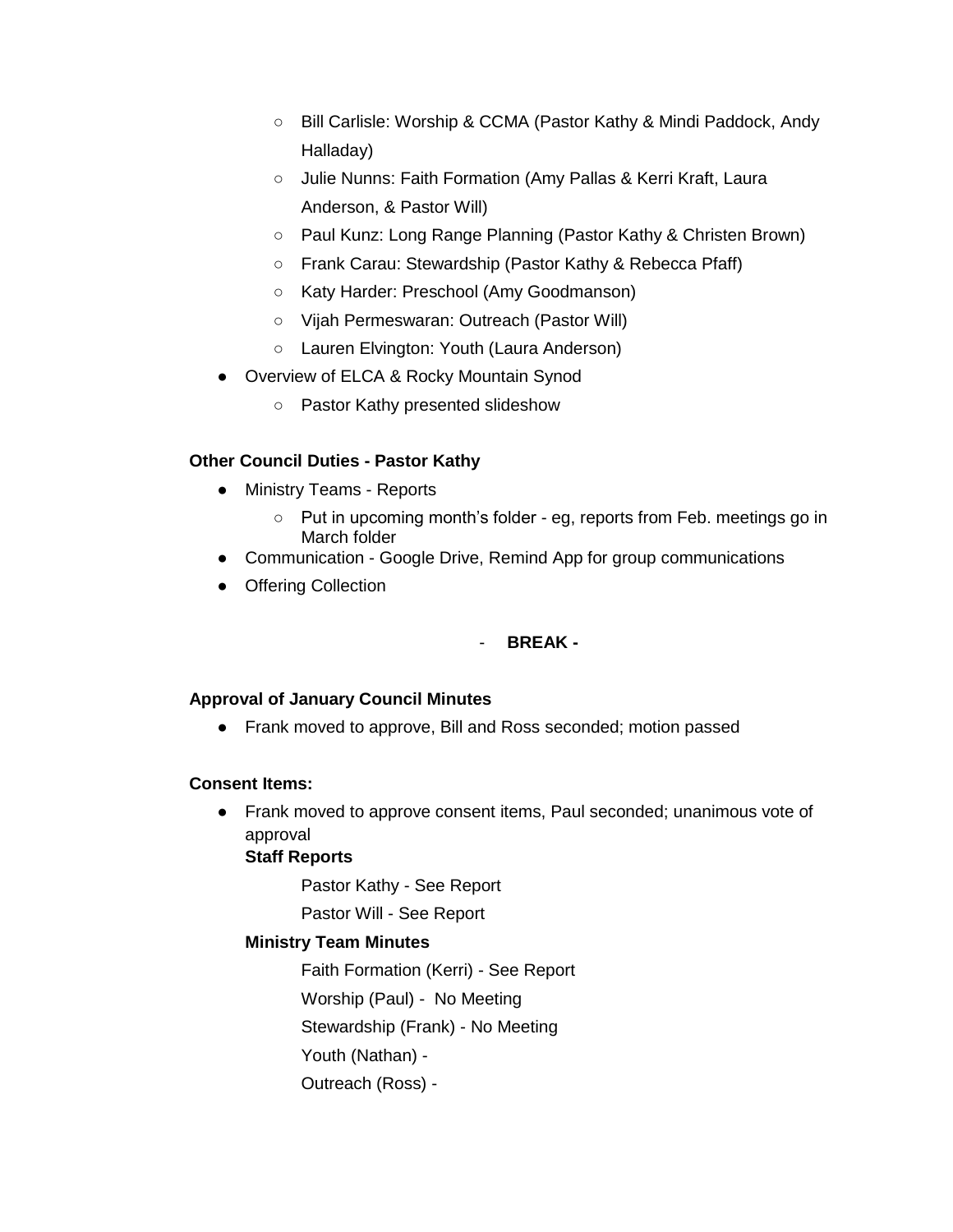- Bill Carlisle: Worship & CCMA (Pastor Kathy & Mindi Paddock, Andy Halladay)
  - Julie Nunns: Faith Formation (Amy Pallas & Kerri Kraft, Laura Anderson, & Pastor Will)
  - Paul Kunz: Long Range Planning (Pastor Kathy & Christen Brown)
  - Frank Carau: Stewardship (Pastor Kathy & Rebecca Pfaff)
  - Katy Harder: Preschool (Amy Goodmanson)
  - Vijah Permeswaran: Outreach (Pastor Will)
  - Lauren Elvington: Youth (Laura Anderson)
- Overview of ELCA & Rocky Mountain Synod
  - Pastor Kathy presented slideshow

**Other Council Duties - Pastor Kathy**

- Ministry Teams - Reports
  - Put in upcoming month's folder - eg, reports from Feb. meetings go in March folder
- Communication - Google Drive, Remind App for group communications
- Offering Collection

- **BREAK -**

**Approval of January Council Minutes**

- Frank moved to approve, Bill and Ross seconded; motion passed

**Consent Items:**

- Frank moved to approve consent items, Paul seconded; unanimous vote of approval

  **Staff Reports**

  Pastor Kathy - See Report

  Pastor Will - See Report

  **Ministry Team Minutes**

  Faith Formation (Kerri) - See Report

  Worship (Paul) - No Meeting

  Stewardship (Frank) - No Meeting

  Youth (Nathan) -

  Outreach (Ross) -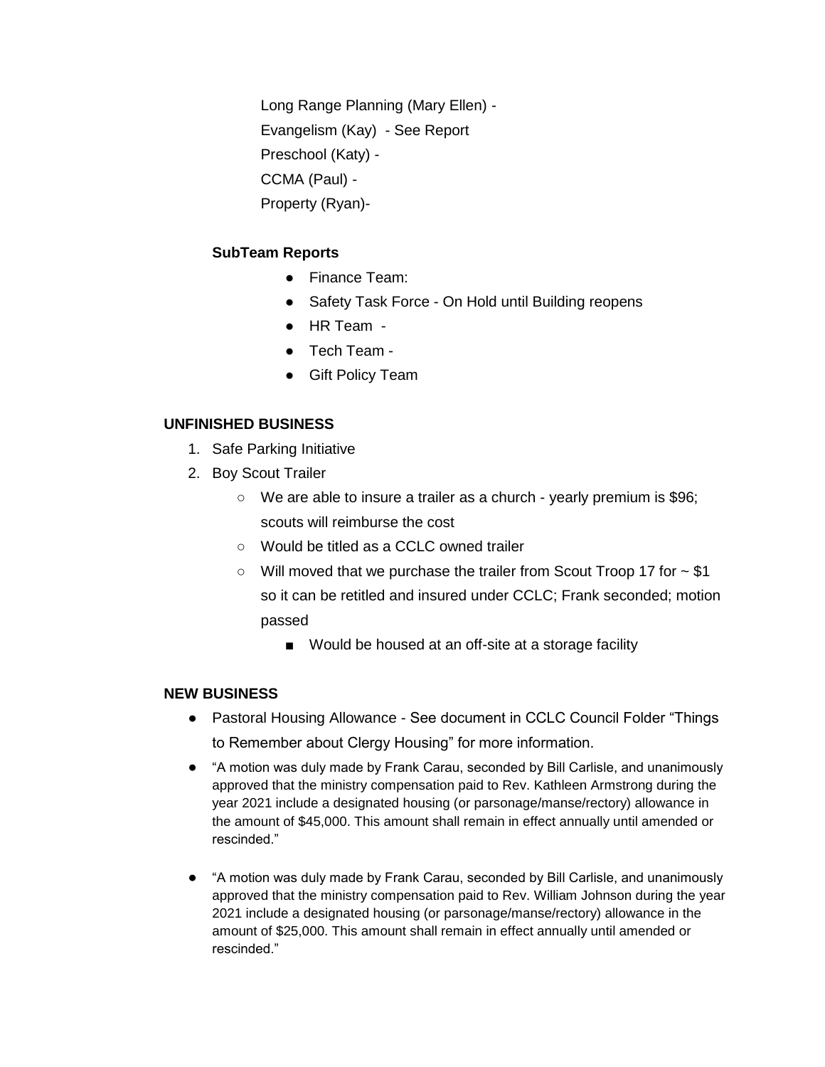Long Range Planning (Mary Ellen) -

Evangelism (Kay) - See Report

Preschool (Katy) -

CCMA (Paul) -

Property (Ryan)-

**SubTeam Reports**

- Finance Team:
- Safety Task Force - On Hold until Building reopens
- HR Team -
- Tech Team -
- Gift Policy Team

**UNFINISHED BUSINESS**

1. Safe Parking Initiative
2. Boy Scout Trailer
    - We are able to insure a trailer as a church - yearly premium is $96; scouts will reimburse the cost
    - Would be titled as a CCLC owned trailer
    - Will moved that we purchase the trailer from Scout Troop 17 for ~ $1 so it can be retitled and insured under CCLC; Frank seconded; motion passed
        - Would be housed at an off-site at a storage facility

**NEW BUSINESS**

- Pastoral Housing Allowance - See document in CCLC Council Folder "Things to Remember about Clergy Housing" for more information.
- "A motion was duly made by Frank Carau, seconded by Bill Carlisle, and unanimously approved that the ministry compensation paid to Rev. Kathleen Armstrong during the year 2021 include a designated housing (or parsonage/manse/rectory) allowance in the amount of $45,000. This amount shall remain in effect annually until amended or rescinded."
- "A motion was duly made by Frank Carau, seconded by Bill Carlisle, and unanimously approved that the ministry compensation paid to Rev. William Johnson during the year 2021 include a designated housing (or parsonage/manse/rectory) allowance in the amount of $25,000. This amount shall remain in effect annually until amended or rescinded."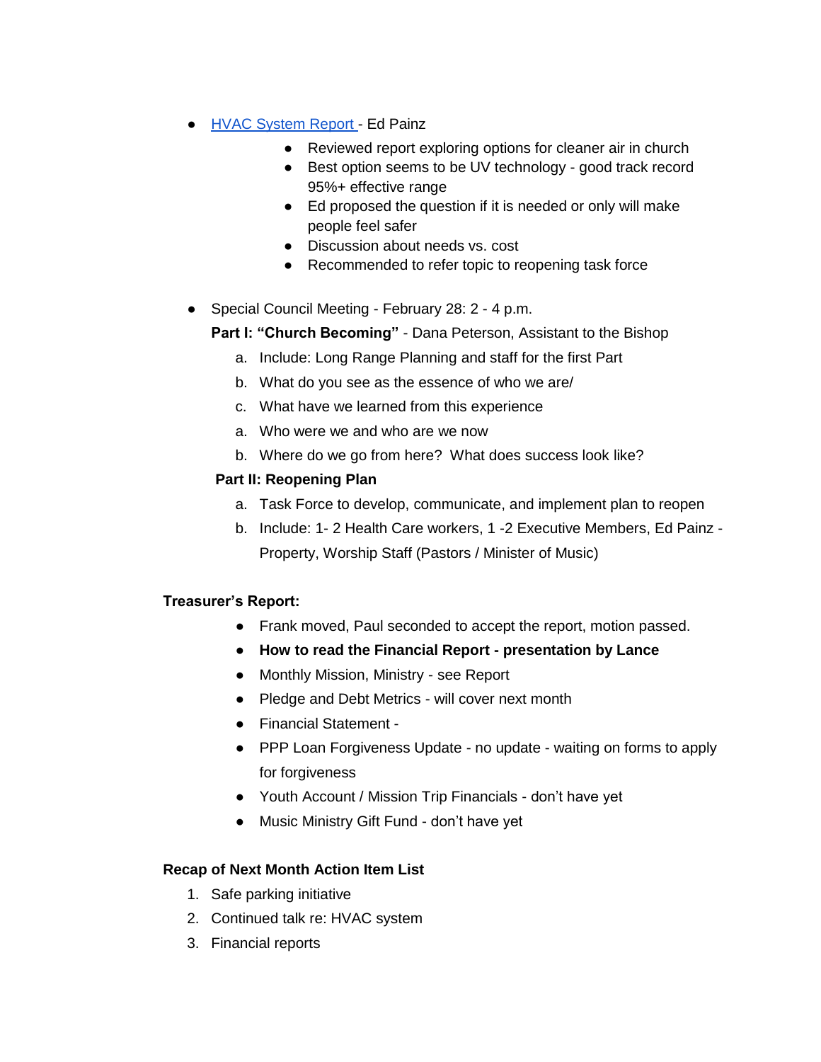- HVAC System Report - Ed Painz
    - Reviewed report exploring options for cleaner air in church
    - Best option seems to be UV technology - good track record 95%+ effective range
    - Ed proposed the question if it is needed or only will make people feel safer
    - Discussion about needs vs. cost
    - Recommended to refer topic to reopening task force

- Special Council Meeting - February 28: 2 - 4 p.m.

  **Part I: "Church Becoming"** - Dana Peterson, Assistant to the Bishop

    a. Include: Long Range Planning and staff for the first Part
    b. What do you see as the essence of who we are/
    c. What have we learned from this experience
    a. Who were we and who are we now
    b. Where do we go from here? What does success look like?

  **Part II: Reopening Plan**

    a. Task Force to develop, communicate, and implement plan to reopen
    b. Include: 1- 2 Health Care workers, 1 -2 Executive Members, Ed Painz - Property, Worship Staff (Pastors / Minister of Music)

**Treasurer's Report:**

- Frank moved, Paul seconded to accept the report, motion passed.
- **How to read the Financial Report - presentation by Lance**
- Monthly Mission, Ministry - see Report
- Pledge and Debt Metrics - will cover next month
- Financial Statement -
- PPP Loan Forgiveness Update - no update - waiting on forms to apply for forgiveness
- Youth Account / Mission Trip Financials - don't have yet
- Music Ministry Gift Fund - don't have yet

**Recap of Next Month Action Item List**

1. Safe parking initiative
2. Continued talk re: HVAC system
3. Financial reports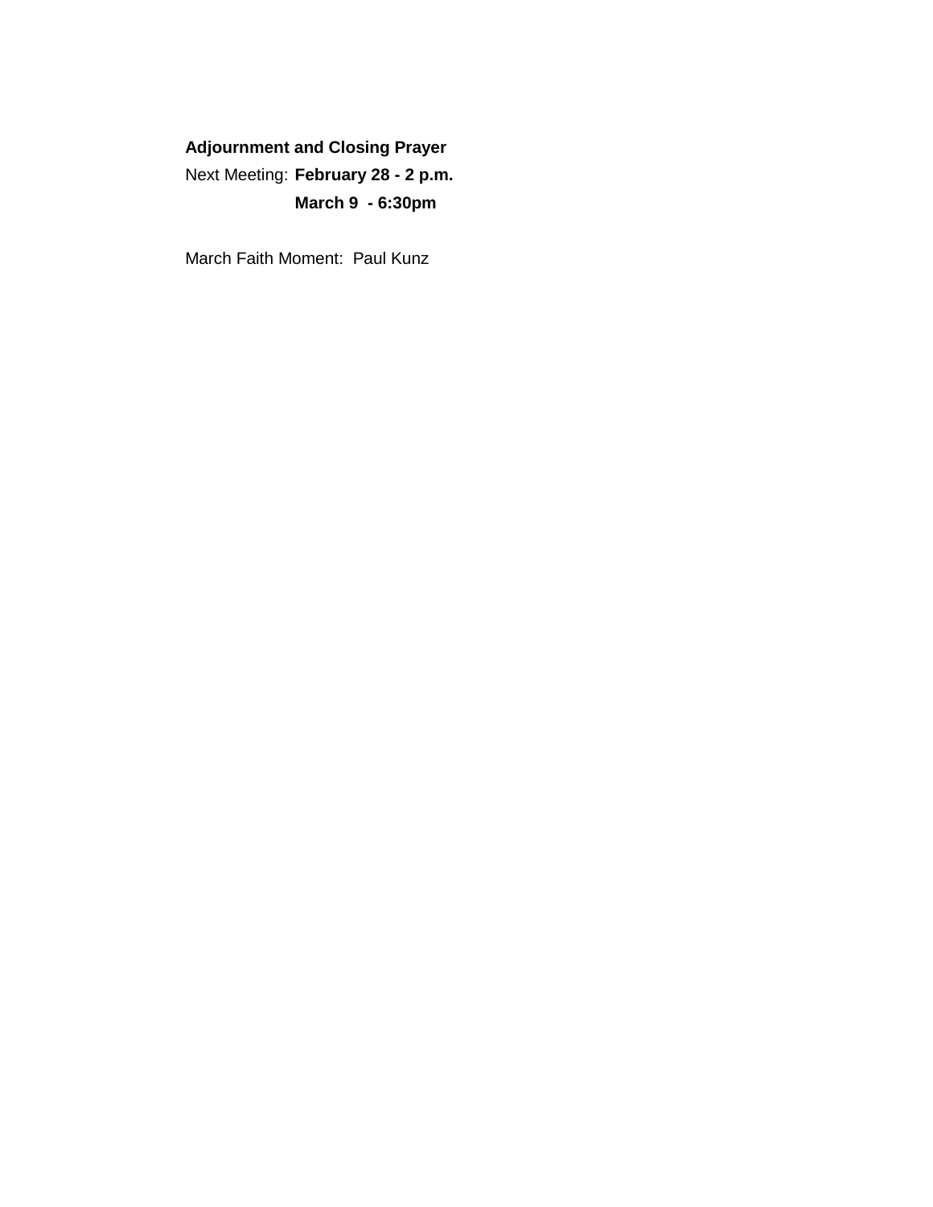**Adjournment and Closing Prayer**

Next Meeting: **February 28 - 2 p.m.**
**March 9 - 6:30pm**

March Faith Moment: Paul Kunz